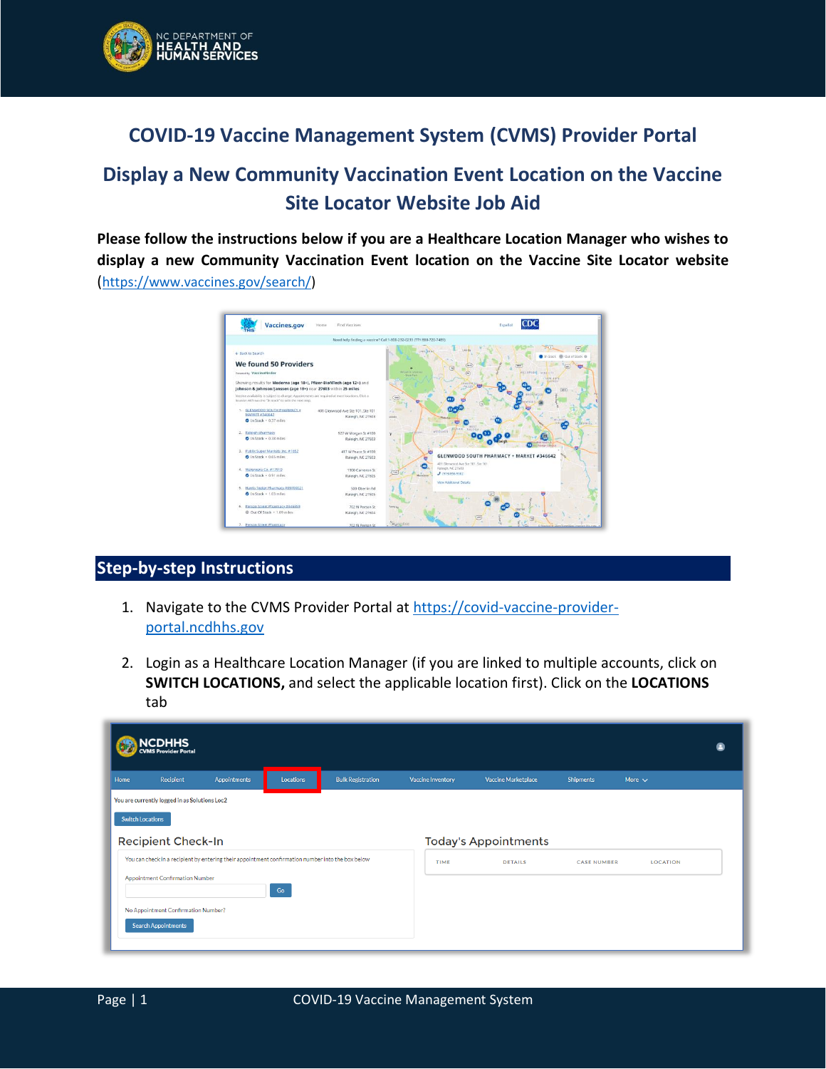# COVID-19 Vaccine Management System (CVMS) Provider Portal

## Display a New Community Vaccination Event Location on the Vaccine Site Locator Website Job Aid

**Please follow the instructions below if you are a Healthcare Location Manager who wishes to display a new Community Vaccination Event location on the Vaccine Site Locator website** (https://www.vaccines.gov/search/)

## Step-by-step Instructions

1. Navigate to the CVMS Provider Portal at https://covid-vaccine-provider-portal.ncdhhs.gov

2. Login as a Healthcare Location Manager (if you are linked to multiple accounts, click on **SWITCH LOCATIONS,** and select the applicable location first). Click on the **LOCATIONS** tab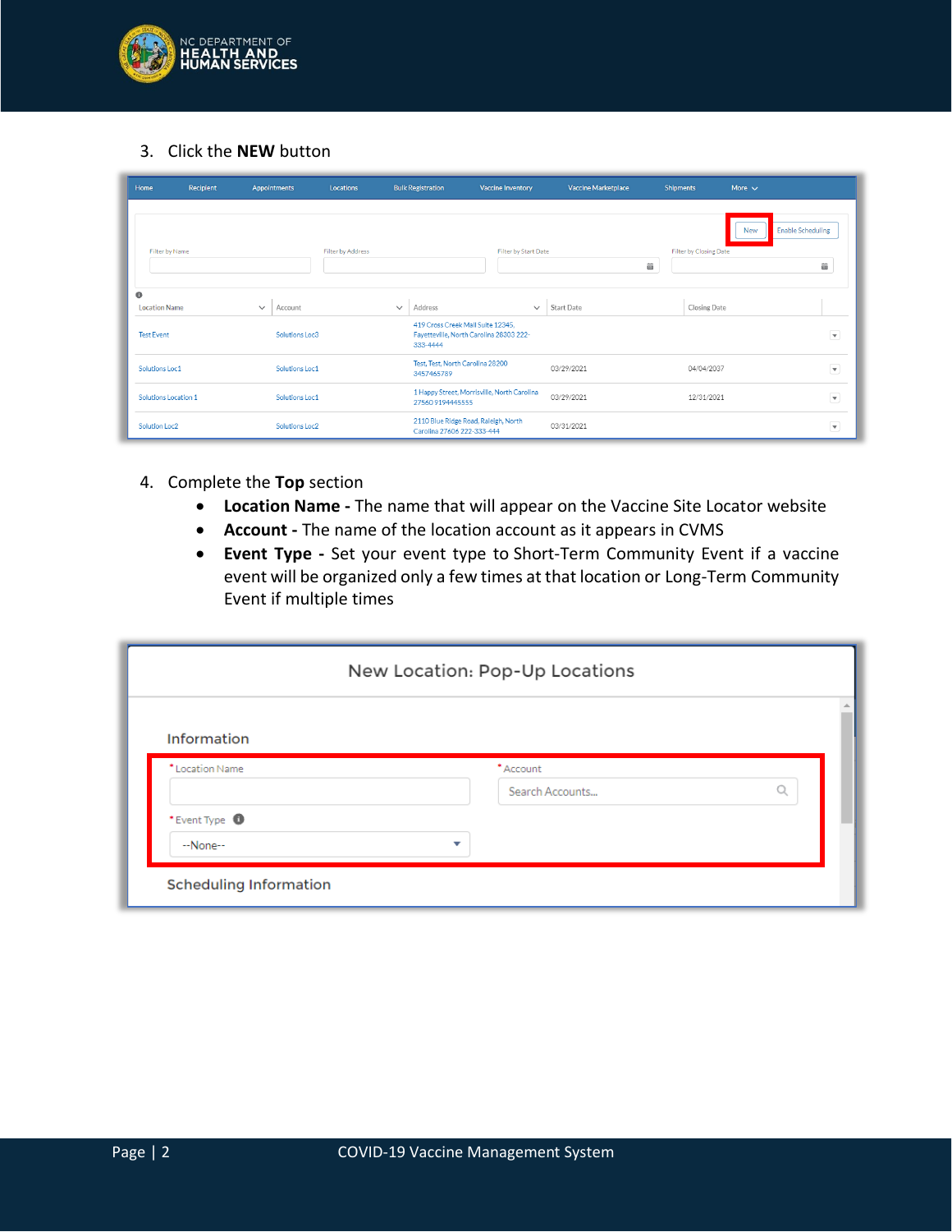3. Click the **NEW** button

4. Complete the **Top** section
   - **Location Name -** The name that will appear on the Vaccine Site Locator website
   - **Account -** The name of the location account as it appears in CVMS
   - **Event Type -** Set your event type to Short-Term Community Event if a vaccine event will be organized only a few times at that location or Long-Term Community Event if multiple times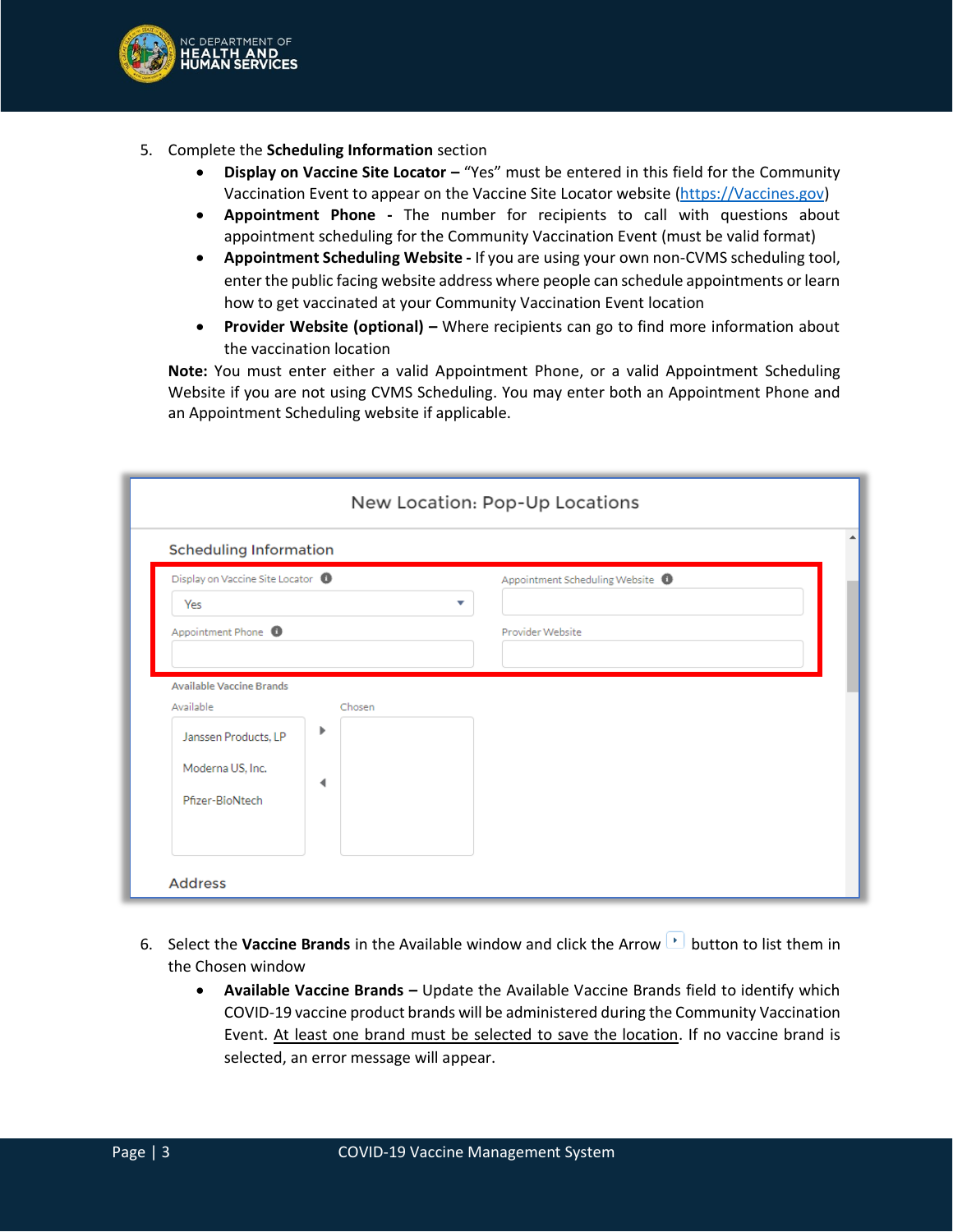5. Complete the **Scheduling Information** section
   - **Display on Vaccine Site Locator –** "Yes" must be entered in this field for the Community Vaccination Event to appear on the Vaccine Site Locator website ([https://Vaccines.gov](https://Vaccines.gov))
   - **Appointment Phone -** The number for recipients to call with questions about appointment scheduling for the Community Vaccination Event (must be valid format)
   - **Appointment Scheduling Website -** If you are using your own non-CVMS scheduling tool, enter the public facing website address where people can schedule appointments or learn how to get vaccinated at your Community Vaccination Event location
   - **Provider Website (optional) –** Where recipients can go to find more information about the vaccination location

   **Note:** You must enter either a valid Appointment Phone, or a valid Appointment Scheduling Website if you are not using CVMS Scheduling. You may enter both an Appointment Phone and an Appointment Scheduling website if applicable.

6. Select the **Vaccine Brands** in the Available window and click the Arrow button to list them in the Chosen window
   - **Available Vaccine Brands –** Update the Available Vaccine Brands field to identify which COVID-19 vaccine product brands will be administered during the Community Vaccination Event. At least one brand must be selected to save the location. If no vaccine brand is selected, an error message will appear.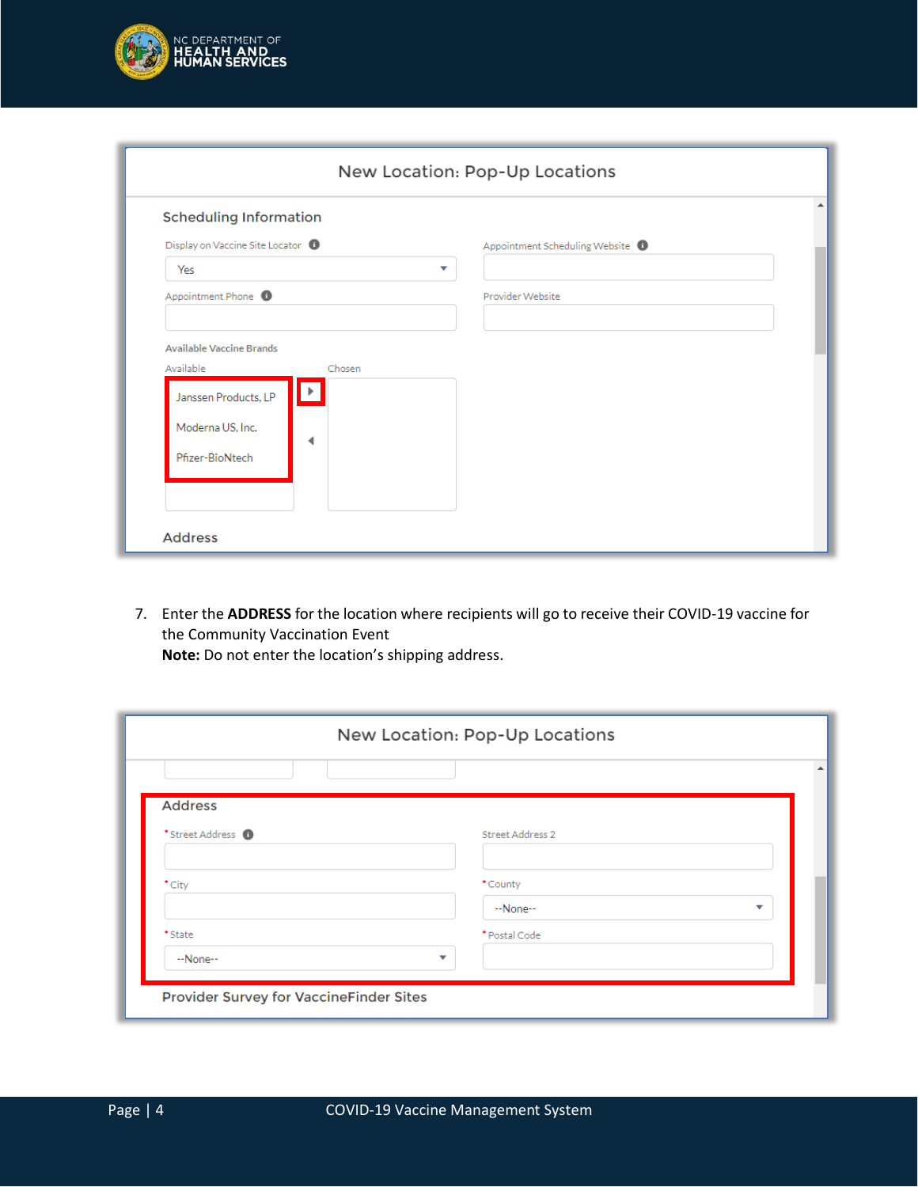**New Location: Pop-Up Locations**

**Scheduling Information**

Display on Vaccine Site Locator: Yes

Appointment Scheduling Website

Appointment Phone

Provider Website

Available Vaccine Brands

| Available | Chosen |
|---|---|
| Janssen Products, LP | |
| Moderna US, Inc. | |
| Pfizer-BioNtech | |

Address

7. Enter the **ADDRESS** for the location where recipients will go to receive their COVID-19 vaccine for the Community Vaccination Event
   **Note:** Do not enter the location's shipping address.

**New Location: Pop-Up Locations**

**Address**

*Street Address

Street Address 2

*City

*County: --None--

*State: --None--

*Postal Code

Provider Survey for VaccineFinder Sites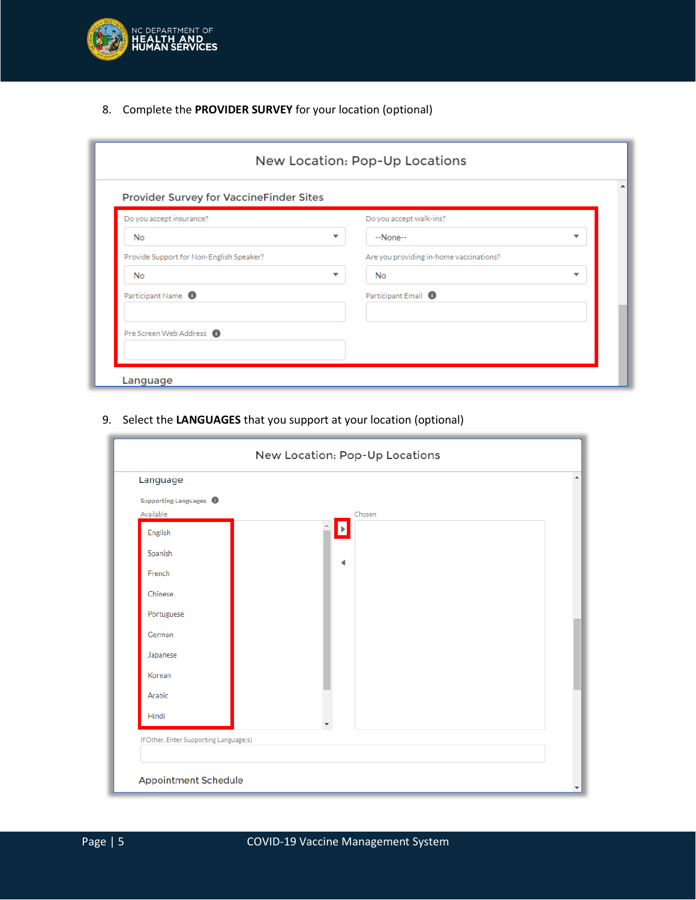8. Complete the **PROVIDER SURVEY** for your location (optional)

New Location: Pop-Up Locations

Provider Survey for VaccineFinder Sites

Do you accept insurance?
No

Do you accept walk-ins?
--None--

Provide Support for Non-English Speaker?
No

Are you providing in-home vaccinations?
No

Participant Name

Participant Email

Pre Screen Web Address

Language

9. Select the **LANGUAGES** that you support at your location (optional)

New Location: Pop-Up Locations

Language

Supporting Languages

Available

- English
- Spanish
- French
- Chinese
- Portuguese
- German
- Japanese
- Korean
- Arabic
- Hindi

Chosen

If Other, Enter Supporting Language(s)

Appointment Schedule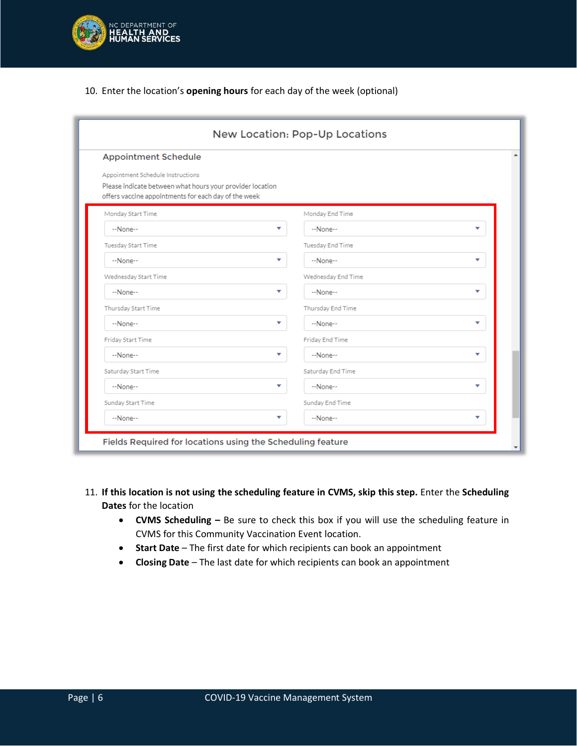10. Enter the location's **opening hours** for each day of the week (optional)

New Location: Pop-Up Locations

Appointment Schedule

Appointment Schedule Instructions

Please indicate between what hours your provider location offers vaccine appointments for each day of the week

| Monday Start Time | Monday End Time |
| --- | --- |
| --None-- | --None-- |
| **Tuesday Start Time** | **Tuesday End Time** |
| --None-- | --None-- |
| **Wednesday Start Time** | **Wednesday End Time** |
| --None-- | --None-- |
| **Thursday Start Time** | **Thursday End Time** |
| --None-- | --None-- |
| **Friday Start Time** | **Friday End Time** |
| --None-- | --None-- |
| **Saturday Start Time** | **Saturday End Time** |
| --None-- | --None-- |
| **Sunday Start Time** | **Sunday End Time** |
| --None-- | --None-- |

Fields Required for locations using the Scheduling feature

11. **If this location is not using the scheduling feature in CVMS, skip this step.** Enter the **Scheduling Dates** for the location
    - **CVMS Scheduling –** Be sure to check this box if you will use the scheduling feature in CVMS for this Community Vaccination Event location.
    - **Start Date** – The first date for which recipients can book an appointment
    - **Closing Date** – The last date for which recipients can book an appointment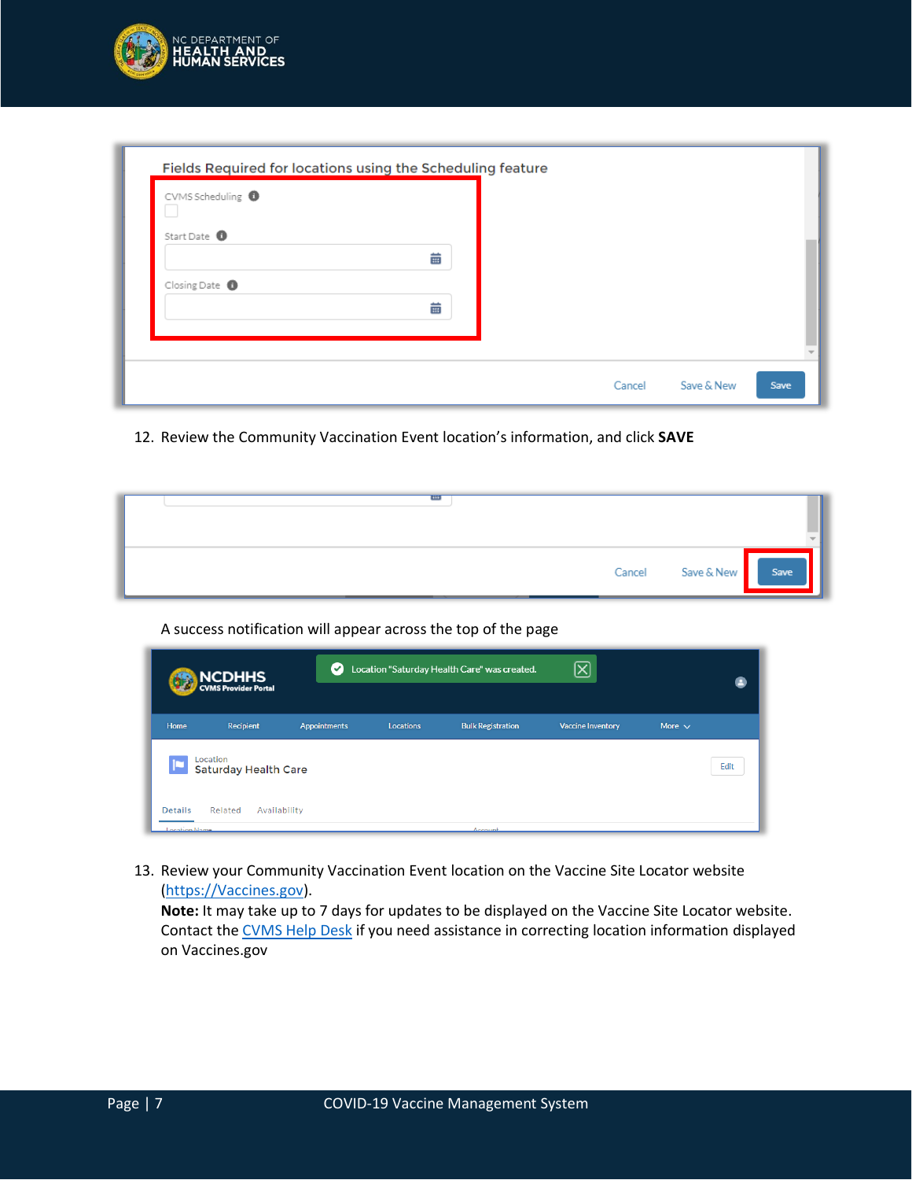12. Review the Community Vaccination Event location's information, and click **SAVE**

    A success notification will appear across the top of the page

13. Review your Community Vaccination Event location on the Vaccine Site Locator website (https://Vaccines.gov).
    **Note:** It may take up to 7 days for updates to be displayed on the Vaccine Site Locator website. Contact the CVMS Help Desk if you need assistance in correcting location information displayed on Vaccines.gov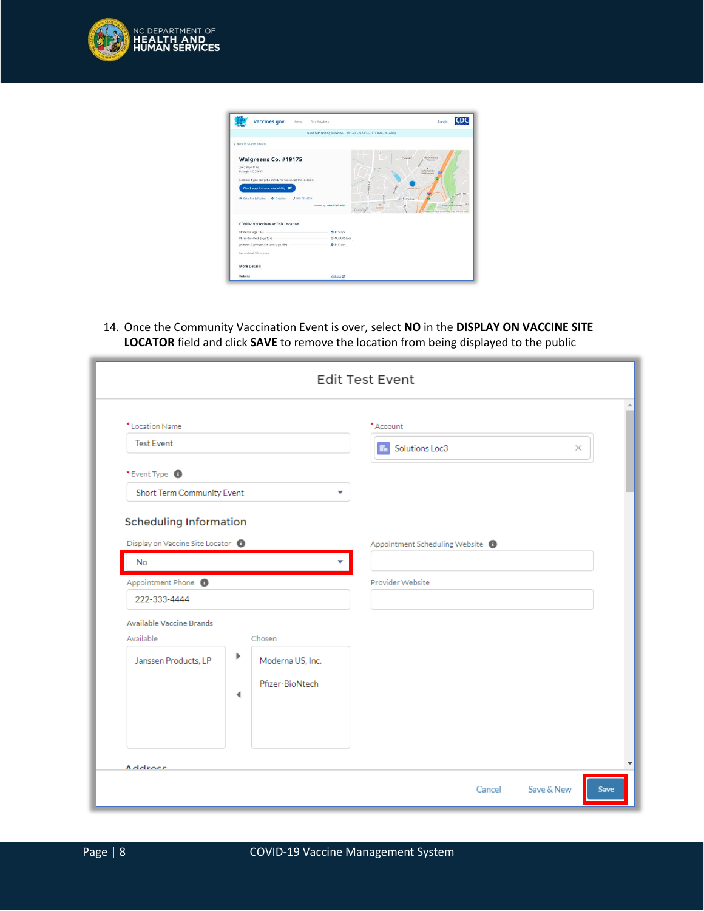14. Once the Community Vaccination Event is over, select **NO** in the **DISPLAY ON VACCINE SITE LOCATOR** field and click **SAVE** to remove the location from being displayed to the public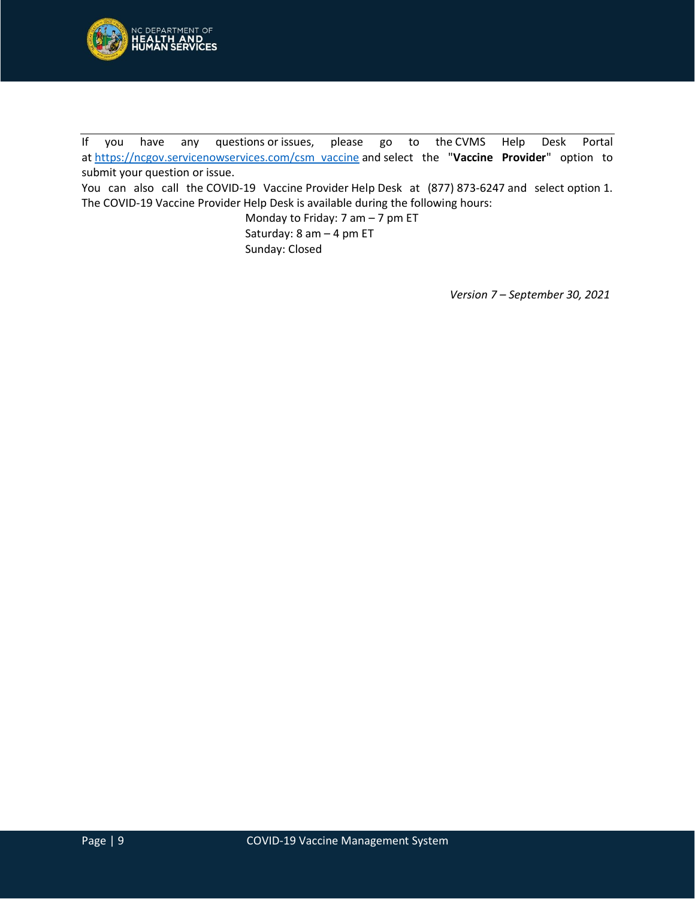If you have any questions or issues, please go to the CVMS Help Desk Portal at https://ncgov.servicenowservices.com/csm_vaccine and select the "**Vaccine Provider**" option to submit your question or issue.

You can also call the COVID-19 Vaccine Provider Help Desk at (877) 873-6247 and select option 1. The COVID-19 Vaccine Provider Help Desk is available during the following hours:

Monday to Friday: 7 am – 7 pm ET
Saturday: 8 am – 4 pm ET
Sunday: Closed

*Version 7 – September 30, 2021*